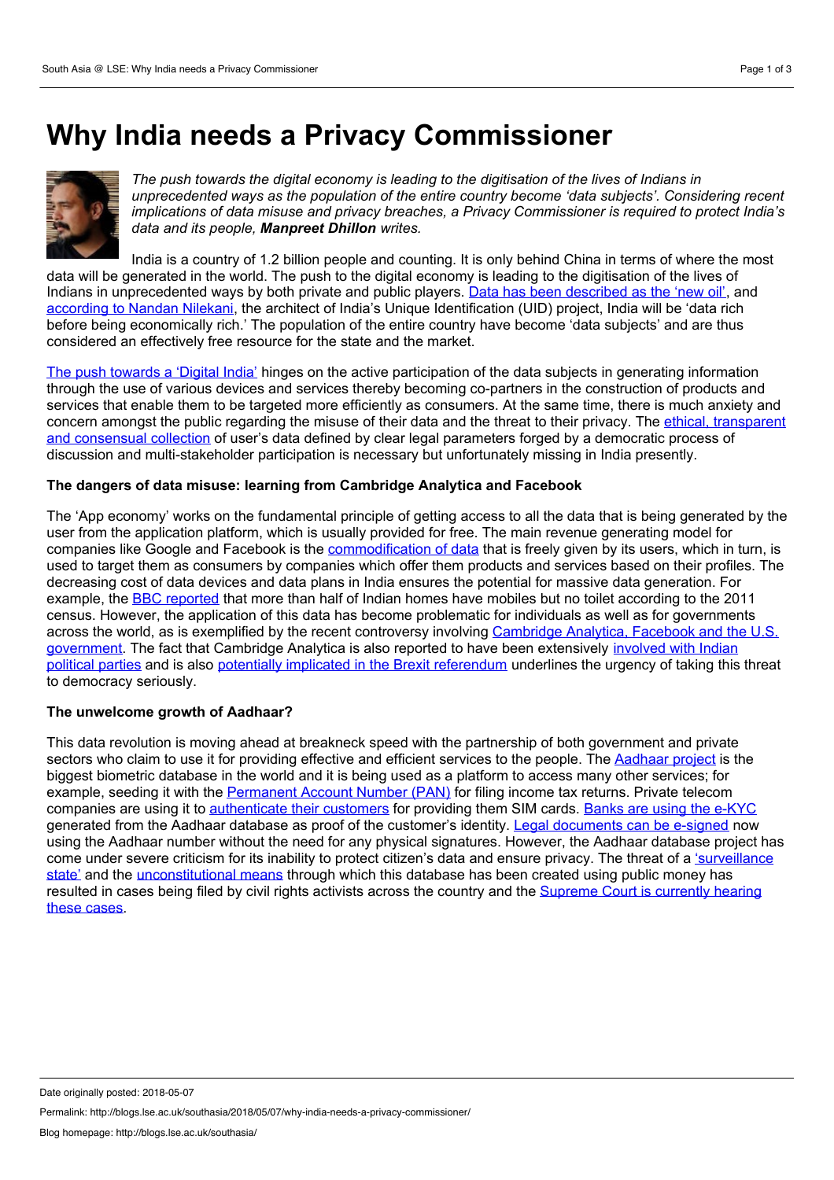# Why India needs a Privacy Commissioner

*The push towards the digital economy is leading to the digitisation of the lives of Indians in unprecedented ways as the population of the entire country become 'data subjects'. Considering recent implications of data misuse and privacy breaches, a Privacy Commissioner is required to protect India's data and its people,* ***Manpreet Dhillon*** *writes.*

India is a country of 1.2 billion people and counting. It is only behind China in terms of where the most data will be generated in the world. The push to the digital economy is leading to the digitisation of the lives of Indians in unprecedented ways by both private and public players. Data has been described as the 'new oil', and according to Nandan Nilekani, the architect of India's Unique Identification (UID) project, India will be 'data rich before being economically rich.' The population of the entire country have become 'data subjects' and are thus considered an effectively free resource for the state and the market.

The push towards a 'Digital India' hinges on the active participation of the data subjects in generating information through the use of various devices and services thereby becoming co-partners in the construction of products and services that enable them to be targeted more efficiently as consumers. At the same time, there is much anxiety and concern amongst the public regarding the misuse of their data and the threat to their privacy. The ethical, transparent and consensual collection of user's data defined by clear legal parameters forged by a democratic process of discussion and multi-stakeholder participation is necessary but unfortunately missing in India presently.

**The dangers of data misuse: learning from Cambridge Analytica and Facebook**

The 'App economy' works on the fundamental principle of getting access to all the data that is being generated by the user from the application platform, which is usually provided for free. The main revenue generating model for companies like Google and Facebook is the commodification of data that is freely given by its users, which in turn, is used to target them as consumers by companies which offer them products and services based on their profiles. The decreasing cost of data devices and data plans in India ensures the potential for massive data generation. For example, the BBC reported that more than half of Indian homes have mobiles but no toilet according to the 2011 census. However, the application of this data has become problematic for individuals as well as for governments across the world, as is exemplified by the recent controversy involving Cambridge Analytica, Facebook and the U.S. government. The fact that Cambridge Analytica is also reported to have been extensively involved with Indian political parties and is also potentially implicated in the Brexit referendum underlines the urgency of taking this threat to democracy seriously.

**The unwelcome growth of Aadhaar?**

This data revolution is moving ahead at breakneck speed with the partnership of both government and private sectors who claim to use it for providing effective and efficient services to the people. The Aadhaar project is the biggest biometric database in the world and it is being used as a platform to access many other services; for example, seeding it with the Permanent Account Number (PAN) for filing income tax returns. Private telecom companies are using it to authenticate their customers for providing them SIM cards. Banks are using the e-KYC generated from the Aadhaar database as proof of the customer's identity. Legal documents can be e-signed now using the Aadhaar number without the need for any physical signatures. However, the Aadhaar database project has come under severe criticism for its inability to protect citizen's data and ensure privacy. The threat of a 'surveillance state' and the unconstitutional means through which this database has been created using public money has resulted in cases being filed by civil rights activists across the country and the Supreme Court is currently hearing these cases.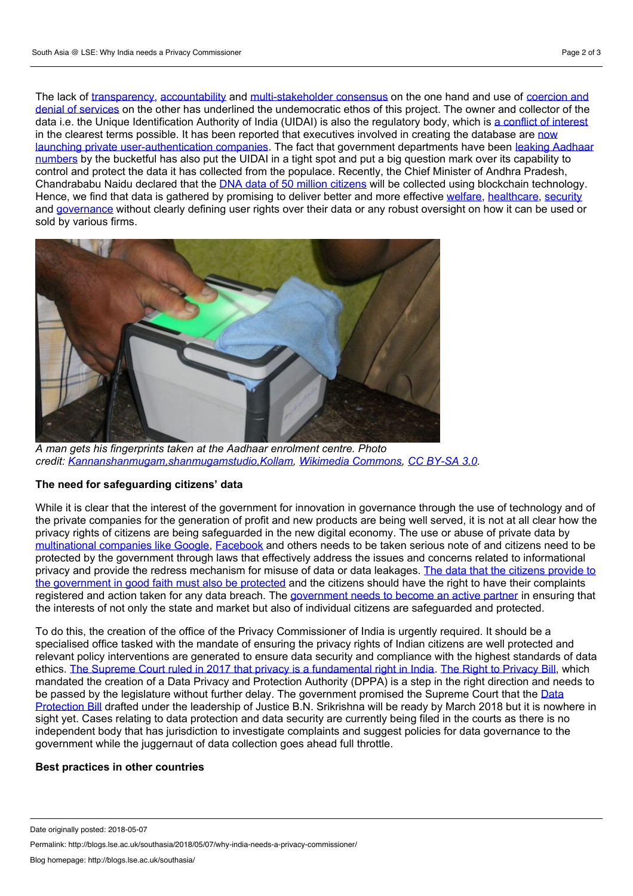The lack of transparency, accountability and multi-stakeholder consensus on the one hand and use of coercion and denial of services on the other has underlined the undemocratic ethos of this project. The owner and collector of the data i.e. the Unique Identification Authority of India (UIDAI) is also the regulatory body, which is a conflict of interest in the clearest terms possible. It has been reported that executives involved in creating the database are now launching private user-authentication companies. The fact that government departments have been leaking Aadhaar numbers by the bucketful has also put the UIDAI in a tight spot and put a big question mark over its capability to control and protect the data it has collected from the populace. Recently, the Chief Minister of Andhra Pradesh, Chandrababu Naidu declared that the DNA data of 50 million citizens will be collected using blockchain technology. Hence, we find that data is gathered by promising to deliver better and more effective welfare, healthcare, security and governance without clearly defining user rights over their data or any robust oversight on how it can be used or sold by various firms.

*A man gets his fingerprints taken at the Aadhaar enrolment centre. Photo credit: Kannanshanmugam,shanmugamstudio,Kollam, Wikimedia Commons, CC BY-SA 3.0.*

**The need for safeguarding citizens' data**

While it is clear that the interest of the government for innovation in governance through the use of technology and of the private companies for the generation of profit and new products are being well served, it is not at all clear how the privacy rights of citizens are being safeguarded in the new digital economy. The use or abuse of private data by multinational companies like Google, Facebook and others needs to be taken serious note of and citizens need to be protected by the government through laws that effectively address the issues and concerns related to informational privacy and provide the redress mechanism for misuse of data or data leakages. The data that the citizens provide to the government in good faith must also be protected and the citizens should have the right to have their complaints registered and action taken for any data breach. The government needs to become an active partner in ensuring that the interests of not only the state and market but also of individual citizens are safeguarded and protected.

To do this, the creation of the office of the Privacy Commissioner of India is urgently required. It should be a specialised office tasked with the mandate of ensuring the privacy rights of Indian citizens are well protected and relevant policy interventions are generated to ensure data security and compliance with the highest standards of data ethics. The Supreme Court ruled in 2017 that privacy is a fundamental right in India. The Right to Privacy Bill, which mandated the creation of a Data Privacy and Protection Authority (DPPA) is a step in the right direction and needs to be passed by the legislature without further delay. The government promised the Supreme Court that the Data Protection Bill drafted under the leadership of Justice B.N. Srikrishna will be ready by March 2018 but it is nowhere in sight yet. Cases relating to data protection and data security are currently being filed in the courts as there is no independent body that has jurisdiction to investigate complaints and suggest policies for data governance to the government while the juggernaut of data collection goes ahead full throttle.

**Best practices in other countries**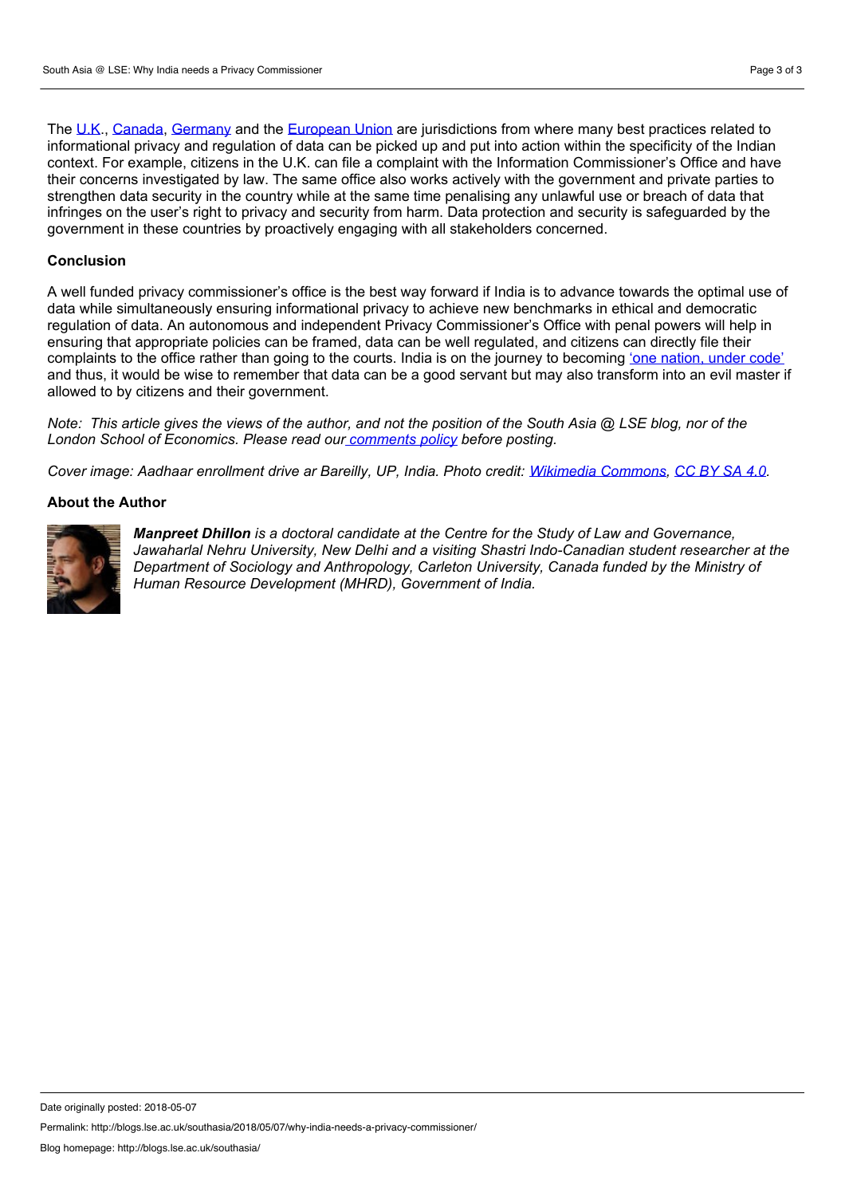The U.K., Canada, Germany and the European Union are jurisdictions from where many best practices related to informational privacy and regulation of data can be picked up and put into action within the specificity of the Indian context. For example, citizens in the U.K. can file a complaint with the Information Commissioner's Office and have their concerns investigated by law. The same office also works actively with the government and private parties to strengthen data security in the country while at the same time penalising any unlawful use or breach of data that infringes on the user's right to privacy and security from harm. Data protection and security is safeguarded by the government in these countries by proactively engaging with all stakeholders concerned.

### Conclusion

A well funded privacy commissioner's office is the best way forward if India is to advance towards the optimal use of data while simultaneously ensuring informational privacy to achieve new benchmarks in ethical and democratic regulation of data. An autonomous and independent Privacy Commissioner's Office with penal powers will help in ensuring that appropriate policies can be framed, data can be well regulated, and citizens can directly file their complaints to the office rather than going to the courts. India is on the journey to becoming 'one nation, under code' and thus, it would be wise to remember that data can be a good servant but may also transform into an evil master if allowed to by citizens and their government.

*Note: This article gives the views of the author, and not the position of the South Asia @ LSE blog, nor of the London School of Economics. Please read our comments policy before posting.*

*Cover image: Aadhaar enrollment drive ar Bareilly, UP, India. Photo credit: Wikimedia Commons, CC BY SA 4.0.*

### About the Author

***Manpreet Dhillon** is a doctoral candidate at the Centre for the Study of Law and Governance, Jawaharlal Nehru University, New Delhi and a visiting Shastri Indo-Canadian student researcher at the Department of Sociology and Anthropology, Carleton University, Canada funded by the Ministry of Human Resource Development (MHRD), Government of India.*

Date originally posted: 2018-05-07

Permalink: http://blogs.lse.ac.uk/southasia/2018/05/07/why-india-needs-a-privacy-commissioner/

Blog homepage: http://blogs.lse.ac.uk/southasia/